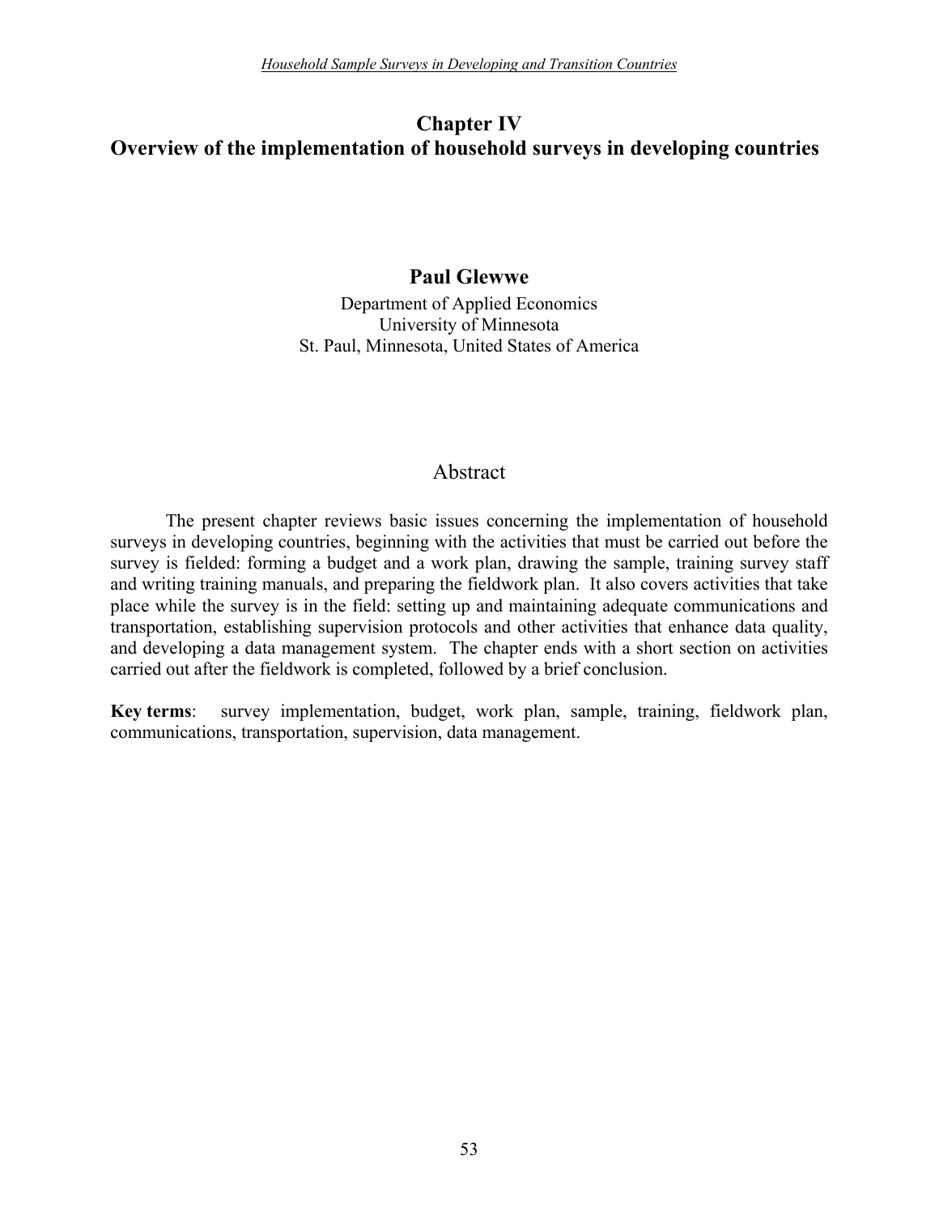# Chapter IV
# Overview of the implementation of household surveys in developing countries

**Paul Glewwe**

Department of Applied Economics
University of Minnesota
St. Paul, Minnesota, United States of America

## Abstract

The present chapter reviews basic issues concerning the implementation of household surveys in developing countries, beginning with the activities that must be carried out before the survey is fielded: forming a budget and a work plan, drawing the sample, training survey staff and writing training manuals, and preparing the fieldwork plan. It also covers activities that take place while the survey is in the field: setting up and maintaining adequate communications and transportation, establishing supervision protocols and other activities that enhance data quality, and developing a data management system. The chapter ends with a short section on activities carried out after the fieldwork is completed, followed by a brief conclusion.

**Key terms**: survey implementation, budget, work plan, sample, training, fieldwork plan, communications, transportation, supervision, data management.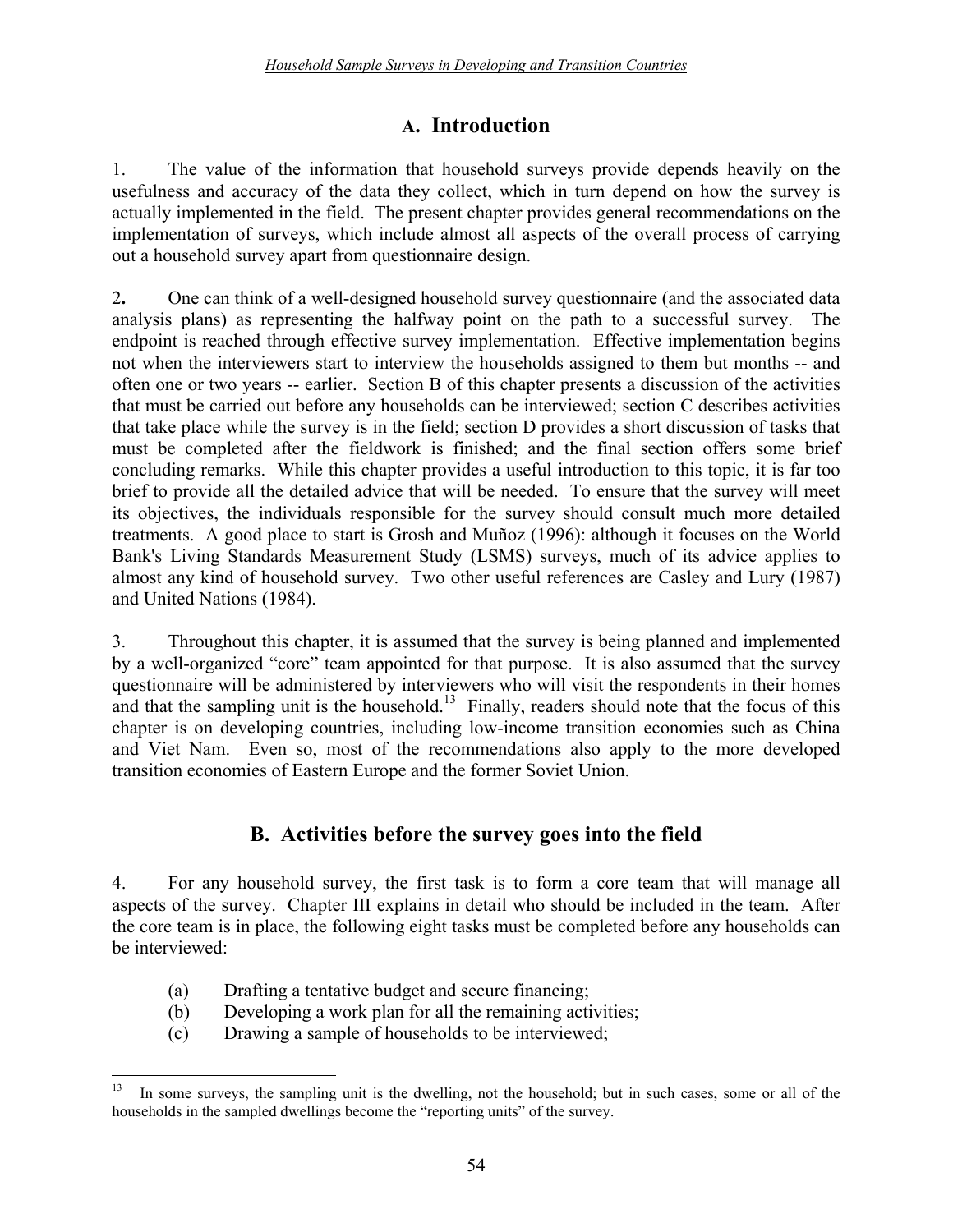## A. Introduction

1. The value of the information that household surveys provide depends heavily on the usefulness and accuracy of the data they collect, which in turn depend on how the survey is actually implemented in the field. The present chapter provides general recommendations on the implementation of surveys, which include almost all aspects of the overall process of carrying out a household survey apart from questionnaire design.

2. One can think of a well-designed household survey questionnaire (and the associated data analysis plans) as representing the halfway point on the path to a successful survey. The endpoint is reached through effective survey implementation. Effective implementation begins not when the interviewers start to interview the households assigned to them but months -- and often one or two years -- earlier. Section B of this chapter presents a discussion of the activities that must be carried out before any households can be interviewed; section C describes activities that take place while the survey is in the field; section D provides a short discussion of tasks that must be completed after the fieldwork is finished; and the final section offers some brief concluding remarks. While this chapter provides a useful introduction to this topic, it is far too brief to provide all the detailed advice that will be needed. To ensure that the survey will meet its objectives, the individuals responsible for the survey should consult much more detailed treatments. A good place to start is Grosh and Muñoz (1996): although it focuses on the World Bank's Living Standards Measurement Study (LSMS) surveys, much of its advice applies to almost any kind of household survey. Two other useful references are Casley and Lury (1987) and United Nations (1984).

3. Throughout this chapter, it is assumed that the survey is being planned and implemented by a well-organized "core" team appointed for that purpose. It is also assumed that the survey questionnaire will be administered by interviewers who will visit the respondents in their homes and that the sampling unit is the household.[13] Finally, readers should note that the focus of this chapter is on developing countries, including low-income transition economies such as China and Viet Nam. Even so, most of the recommendations also apply to the more developed transition economies of Eastern Europe and the former Soviet Union.

## B. Activities before the survey goes into the field

4. For any household survey, the first task is to form a core team that will manage all aspects of the survey. Chapter III explains in detail who should be included in the team. After the core team is in place, the following eight tasks must be completed before any households can be interviewed:

(a) Drafting a tentative budget and secure financing;
(b) Developing a work plan for all the remaining activities;
(c) Drawing a sample of households to be interviewed;

---

[13] In some surveys, the sampling unit is the dwelling, not the household; but in such cases, some or all of the households in the sampled dwellings become the "reporting units" of the survey.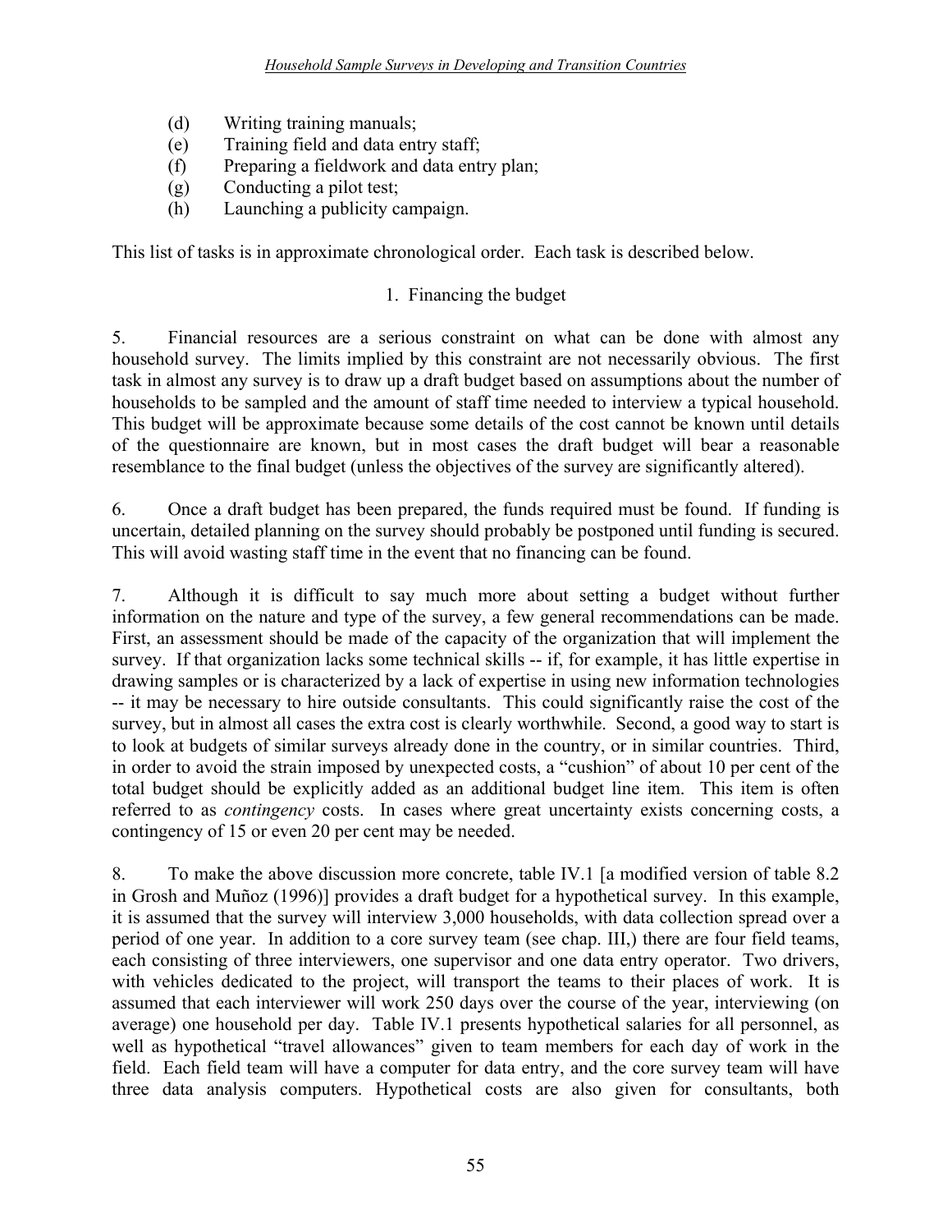(d) Writing training manuals;
(e) Training field and data entry staff;
(f) Preparing a fieldwork and data entry plan;
(g) Conducting a pilot test;
(h) Launching a publicity campaign.

This list of tasks is in approximate chronological order. Each task is described below.

### 1. Financing the budget

5. Financial resources are a serious constraint on what can be done with almost any household survey. The limits implied by this constraint are not necessarily obvious. The first task in almost any survey is to draw up a draft budget based on assumptions about the number of households to be sampled and the amount of staff time needed to interview a typical household. This budget will be approximate because some details of the cost cannot be known until details of the questionnaire are known, but in most cases the draft budget will bear a reasonable resemblance to the final budget (unless the objectives of the survey are significantly altered).

6. Once a draft budget has been prepared, the funds required must be found. If funding is uncertain, detailed planning on the survey should probably be postponed until funding is secured. This will avoid wasting staff time in the event that no financing can be found.

7. Although it is difficult to say much more about setting a budget without further information on the nature and type of the survey, a few general recommendations can be made. First, an assessment should be made of the capacity of the organization that will implement the survey. If that organization lacks some technical skills -- if, for example, it has little expertise in drawing samples or is characterized by a lack of expertise in using new information technologies -- it may be necessary to hire outside consultants. This could significantly raise the cost of the survey, but in almost all cases the extra cost is clearly worthwhile. Second, a good way to start is to look at budgets of similar surveys already done in the country, or in similar countries. Third, in order to avoid the strain imposed by unexpected costs, a "cushion" of about 10 per cent of the total budget should be explicitly added as an additional budget line item. This item is often referred to as *contingency* costs. In cases where great uncertainty exists concerning costs, a contingency of 15 or even 20 per cent may be needed.

8. To make the above discussion more concrete, table IV.1 [a modified version of table 8.2 in Grosh and Muñoz (1996)] provides a draft budget for a hypothetical survey. In this example, it is assumed that the survey will interview 3,000 households, with data collection spread over a period of one year. In addition to a core survey team (see chap. III,) there are four field teams, each consisting of three interviewers, one supervisor and one data entry operator. Two drivers, with vehicles dedicated to the project, will transport the teams to their places of work. It is assumed that each interviewer will work 250 days over the course of the year, interviewing (on average) one household per day. Table IV.1 presents hypothetical salaries for all personnel, as well as hypothetical "travel allowances" given to team members for each day of work in the field. Each field team will have a computer for data entry, and the core survey team will have three data analysis computers. Hypothetical costs are also given for consultants, both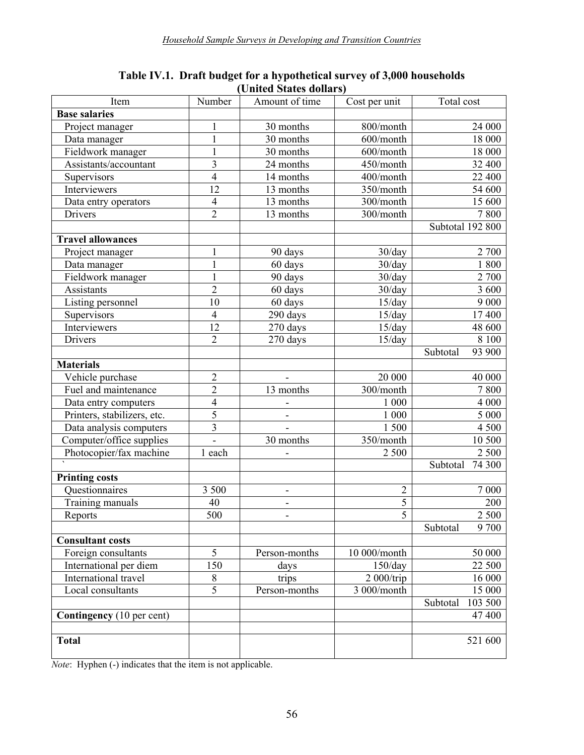**Table IV.1. Draft budget for a hypothetical survey of 3,000 households (United States dollars)**

| Item | Number | Amount of time | Cost per unit | Total cost |
|---|---|---|---|---|
| **Base salaries** | | | | |
| Project manager | 1 | 30 months | 800/month | 24 000 |
| Data manager | 1 | 30 months | 600/month | 18 000 |
| Fieldwork manager | 1 | 30 months | 600/month | 18 000 |
| Assistants/accountant | 3 | 24 months | 450/month | 32 400 |
| Supervisors | 4 | 14 months | 400/month | 22 400 |
| Interviewers | 12 | 13 months | 350/month | 54 600 |
| Data entry operators | 4 | 13 months | 300/month | 15 600 |
| Drivers | 2 | 13 months | 300/month | 7 800 |
| | | | | Subtotal 192 800 |
| **Travel allowances** | | | | |
| Project manager | 1 | 90 days | 30/day | 2 700 |
| Data manager | 1 | 60 days | 30/day | 1 800 |
| Fieldwork manager | 1 | 90 days | 30/day | 2 700 |
| Assistants | 2 | 60 days | 30/day | 3 600 |
| Listing personnel | 10 | 60 days | 15/day | 9 000 |
| Supervisors | 4 | 290 days | 15/day | 17 400 |
| Interviewers | 12 | 270 days | 15/day | 48 600 |
| Drivers | 2 | 270 days | 15/day | 8 100 |
| | | | | Subtotal 93 900 |
| **Materials** | | | | |
| Vehicle purchase | 2 | - | 20 000 | 40 000 |
| Fuel and maintenance | 2 | 13 months | 300/month | 7 800 |
| Data entry computers | 4 | - | 1 000 | 4 000 |
| Printers, stabilizers, etc. | 5 | - | 1 000 | 5 000 |
| Data analysis computers | 3 | - | 1 500 | 4 500 |
| Computer/office supplies | - | 30 months | 350/month | 10 500 |
| Photocopier/fax machine | 1 each | - | 2 500 | 2 500 |
| ` | | | | Subtotal 74 300 |
| **Printing costs** | | | | |
| Questionnaires | 3 500 | - | 2 | 7 000 |
| Training manuals | 40 | - | 5 | 200 |
| Reports | 500 | - | 5 | 2 500 |
| | | | | Subtotal 9 700 |
| **Consultant costs** | | | | |
| Foreign consultants | 5 | Person-months | 10 000/month | 50 000 |
| International per diem | 150 | days | 150/day | 22 500 |
| International travel | 8 | trips | 2 000/trip | 16 000 |
| Local consultants | 5 | Person-months | 3 000/month | 15 000 |
| | | | | Subtotal 103 500 |
| **Contingency** (10 per cent) | | | | 47 400 |
| | | | | |
| **Total** | | | | 521 600 |

*Note*: Hyphen (-) indicates that the item is not applicable.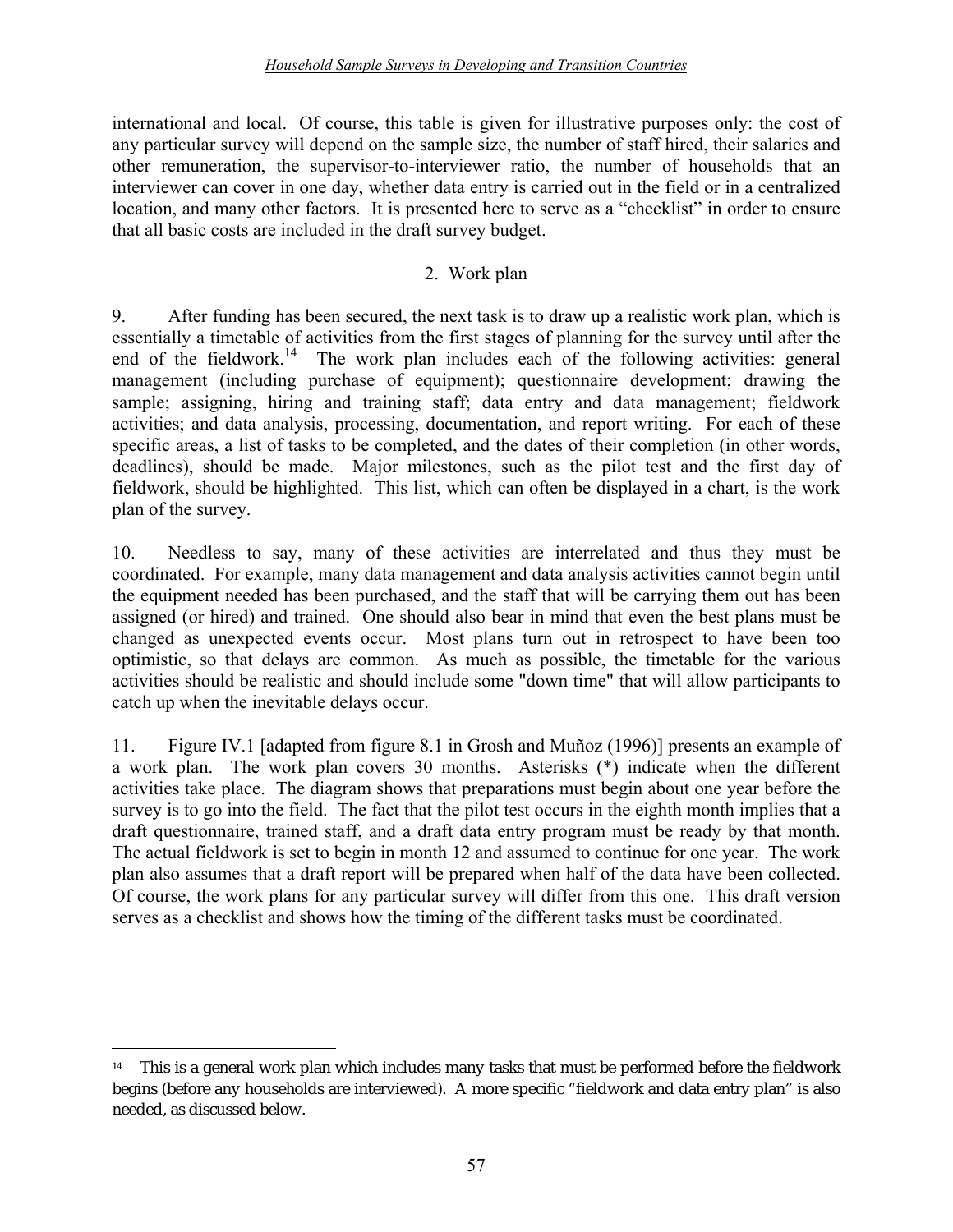international and local. Of course, this table is given for illustrative purposes only: the cost of any particular survey will depend on the sample size, the number of staff hired, their salaries and other remuneration, the supervisor-to-interviewer ratio, the number of households that an interviewer can cover in one day, whether data entry is carried out in the field or in a centralized location, and many other factors. It is presented here to serve as a "checklist" in order to ensure that all basic costs are included in the draft survey budget.

## 2. Work plan

9. After funding has been secured, the next task is to draw up a realistic work plan, which is essentially a timetable of activities from the first stages of planning for the survey until after the end of the fieldwork.[14] The work plan includes each of the following activities: general management (including purchase of equipment); questionnaire development; drawing the sample; assigning, hiring and training staff; data entry and data management; fieldwork activities; and data analysis, processing, documentation, and report writing. For each of these specific areas, a list of tasks to be completed, and the dates of their completion (in other words, deadlines), should be made. Major milestones, such as the pilot test and the first day of fieldwork, should be highlighted. This list, which can often be displayed in a chart, is the work plan of the survey.

10. Needless to say, many of these activities are interrelated and thus they must be coordinated. For example, many data management and data analysis activities cannot begin until the equipment needed has been purchased, and the staff that will be carrying them out has been assigned (or hired) and trained. One should also bear in mind that even the best plans must be changed as unexpected events occur. Most plans turn out in retrospect to have been too optimistic, so that delays are common. As much as possible, the timetable for the various activities should be realistic and should include some "down time" that will allow participants to catch up when the inevitable delays occur.

11. Figure IV.1 [adapted from figure 8.1 in Grosh and Muñoz (1996)] presents an example of a work plan. The work plan covers 30 months. Asterisks (*) indicate when the different activities take place. The diagram shows that preparations must begin about one year before the survey is to go into the field. The fact that the pilot test occurs in the eighth month implies that a draft questionnaire, trained staff, and a draft data entry program must be ready by that month. The actual fieldwork is set to begin in month 12 and assumed to continue for one year. The work plan also assumes that a draft report will be prepared when half of the data have been collected. Of course, the work plans for any particular survey will differ from this one. This draft version serves as a checklist and shows how the timing of the different tasks must be coordinated.

---

[14] This is a general work plan which includes many tasks that must be performed before the fieldwork begins (before any households are interviewed). A more specific "fieldwork and data entry plan" is also needed, as discussed below.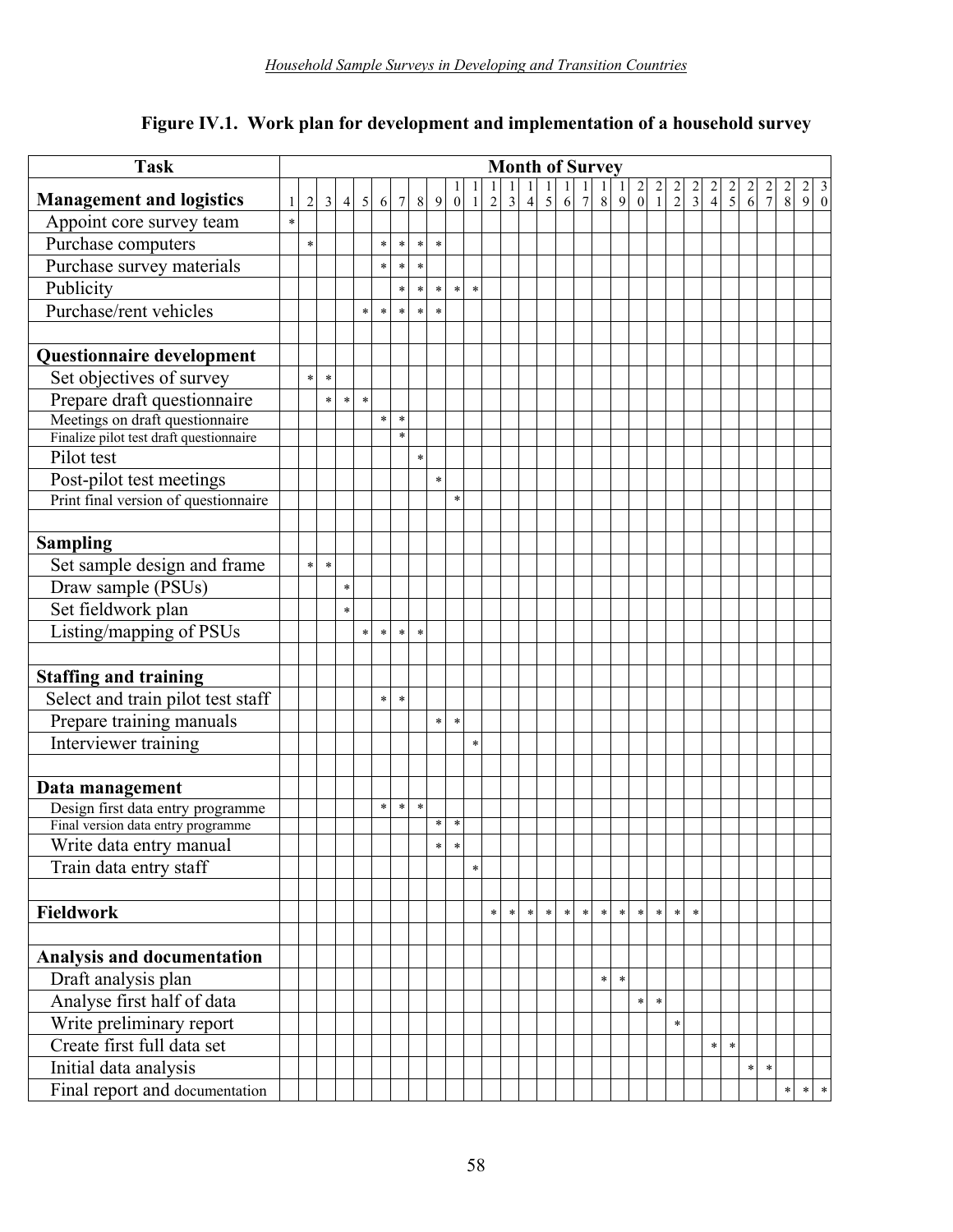## Figure IV.1. Work plan for development and implementation of a household survey

| Task | Month of Survey | | | | | | | | | | | | | | | | | | | | | | | | | | | | | |
|---|---|---|---|---|---|---|---|---|---|---|---|---|---|---|---|---|---|---|---|---|---|---|---|---|---|---|---|---|---|---|
| **Management and logistics** | 1 | 2 | 3 | 4 | 5 | 6 | 7 | 8 | 9 | 10 | 11 | 12 | 13 | 14 | 15 | 16 | 17 | 18 | 19 | 20 | 21 | 22 | 23 | 24 | 25 | 26 | 27 | 28 | 29 | 30 |
| Appoint core survey team | * | | | | | | | | | | | | | | | | | | | | | | | | | | | | | |
| Purchase computers | | * | | | | * | * | * | * | | | | | | | | | | | | | | | | | | | | | |
| Purchase survey materials | | | | | | * | * | * | | | | | | | | | | | | | | | | | | | | | | |
| Publicity | | | | | | | * | * | * | * | * | | | | | | | | | | | | | | | | | | | |
| Purchase/rent vehicles | | | | | * | * | * | * | * | | | | | | | | | | | | | | | | | | | | | |
| | | | | | | | | | | | | | | | | | | | | | | | | | | | | | | |
| **Questionnaire development** | | | | | | | | | | | | | | | | | | | | | | | | | | | | | | |
| Set objectives of survey | | * | * | | | | | | | | | | | | | | | | | | | | | | | | | | | |
| Prepare draft questionnaire | | | * | * | * | | | | | | | | | | | | | | | | | | | | | | | | | |
| Meetings on draft questionnaire | | | | | | * | * | | | | | | | | | | | | | | | | | | | | | | | |
| Finalize pilot test draft questionnaire | | | | | | | * | | | | | | | | | | | | | | | | | | | | | | | |
| Pilot test | | | | | | | | * | | | | | | | | | | | | | | | | | | | | | | |
| Post-pilot test meetings | | | | | | | | | * | | | | | | | | | | | | | | | | | | | | | |
| Print final version of questionnaire | | | | | | | | | | * | | | | | | | | | | | | | | | | | | | | |
| | | | | | | | | | | | | | | | | | | | | | | | | | | | | | | |
| **Sampling** | | | | | | | | | | | | | | | | | | | | | | | | | | | | | | |
| Set sample design and frame | | * | * | | | | | | | | | | | | | | | | | | | | | | | | | | | |
| Draw sample (PSUs) | | | | * | | | | | | | | | | | | | | | | | | | | | | | | | | |
| Set fieldwork plan | | | | * | | | | | | | | | | | | | | | | | | | | | | | | | | |
| Listing/mapping of PSUs | | | | | * | * | * | * | | | | | | | | | | | | | | | | | | | | | | |
| | | | | | | | | | | | | | | | | | | | | | | | | | | | | | | |
| **Staffing and training** | | | | | | | | | | | | | | | | | | | | | | | | | | | | | | |
| Select and train pilot test staff | | | | | | * | * | | | | | | | | | | | | | | | | | | | | | | | |
| Prepare training manuals | | | | | | | | | * | * | | | | | | | | | | | | | | | | | | | | |
| Interviewer training | | | | | | | | | | | * | | | | | | | | | | | | | | | | | | | |
| | | | | | | | | | | | | | | | | | | | | | | | | | | | | | | |
| **Data management** | | | | | | | | | | | | | | | | | | | | | | | | | | | | | | |
| Design first data entry programme | | | | | | * | * | * | | | | | | | | | | | | | | | | | | | | | | |
| Final version data entry programme | | | | | | | | | * | * | | | | | | | | | | | | | | | | | | | | |
| Write data entry manual | | | | | | | | | * | * | | | | | | | | | | | | | | | | | | | | |
| Train data entry staff | | | | | | | | | | | * | | | | | | | | | | | | | | | | | | | |
| | | | | | | | | | | | | | | | | | | | | | | | | | | | | | | |
| **Fieldwork** | | | | | | | | | | | | * | * | * | * | * | * | * | * | * | * | * | * | | | | | | | |
| | | | | | | | | | | | | | | | | | | | | | | | | | | | | | | |
| **Analysis and documentation** | | | | | | | | | | | | | | | | | | | | | | | | | | | | | | |
| Draft analysis plan | | | | | | | | | | | | | | | | | | * | * | | | | | | | | | | | |
| Analyse first half of data | | | | | | | | | | | | | | | | | | | | * | * | | | | | | | | | |
| Write preliminary report | | | | | | | | | | | | | | | | | | | | | | * | | | | | | | | |
| Create first full data set | | | | | | | | | | | | | | | | | | | | | | | | * | * | | | | | |
| Initial data analysis | | | | | | | | | | | | | | | | | | | | | | | | | | * | * | | | |
| Final report and documentation | | | | | | | | | | | | | | | | | | | | | | | | | | | | * | * | * |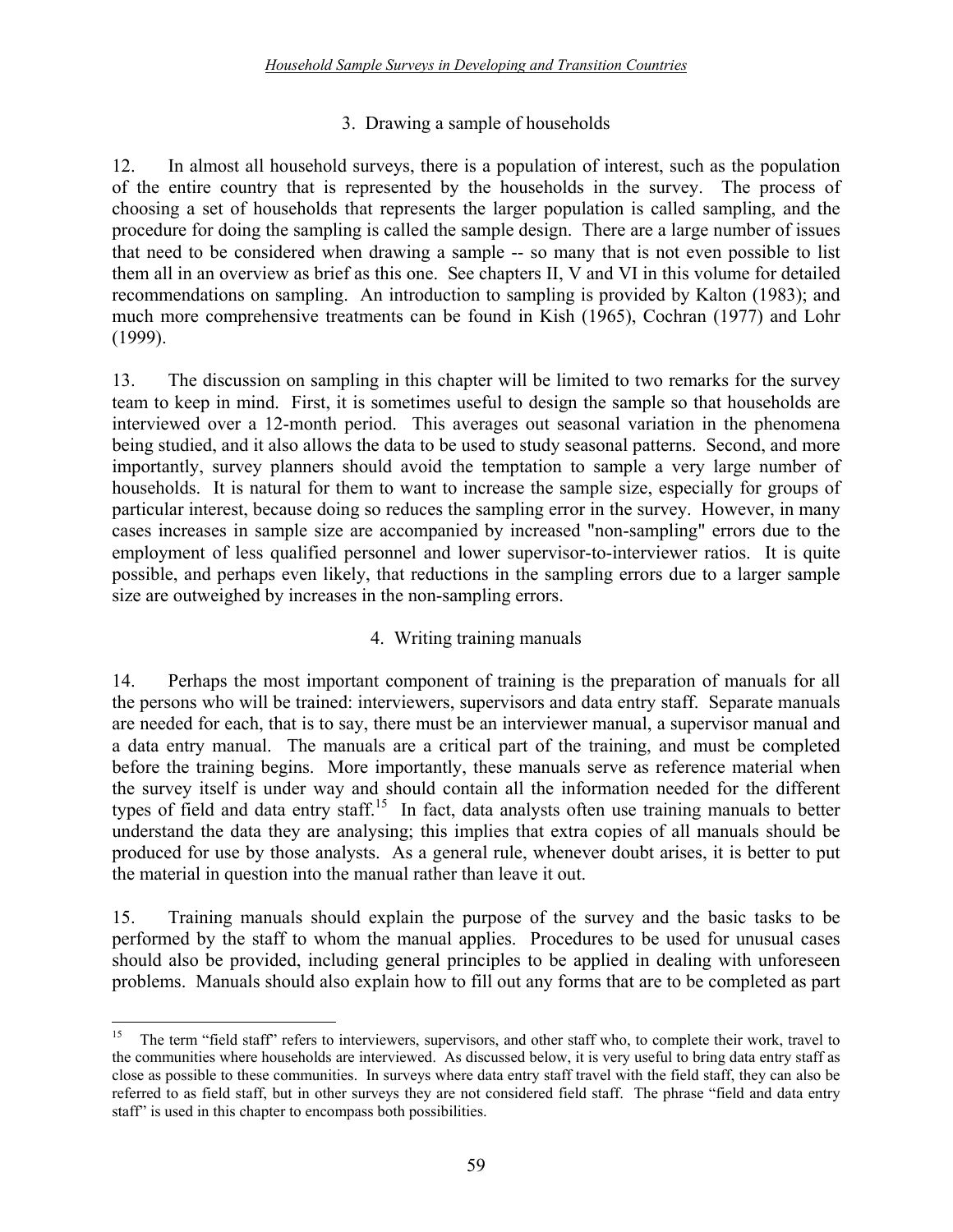### 3. Drawing a sample of households

12. In almost all household surveys, there is a population of interest, such as the population of the entire country that is represented by the households in the survey. The process of choosing a set of households that represents the larger population is called sampling, and the procedure for doing the sampling is called the sample design. There are a large number of issues that need to be considered when drawing a sample -- so many that is not even possible to list them all in an overview as brief as this one. See chapters II, V and VI in this volume for detailed recommendations on sampling. An introduction to sampling is provided by Kalton (1983); and much more comprehensive treatments can be found in Kish (1965), Cochran (1977) and Lohr (1999).

13. The discussion on sampling in this chapter will be limited to two remarks for the survey team to keep in mind. First, it is sometimes useful to design the sample so that households are interviewed over a 12-month period. This averages out seasonal variation in the phenomena being studied, and it also allows the data to be used to study seasonal patterns. Second, and more importantly, survey planners should avoid the temptation to sample a very large number of households. It is natural for them to want to increase the sample size, especially for groups of particular interest, because doing so reduces the sampling error in the survey. However, in many cases increases in sample size are accompanied by increased "non-sampling" errors due to the employment of less qualified personnel and lower supervisor-to-interviewer ratios. It is quite possible, and perhaps even likely, that reductions in the sampling errors due to a larger sample size are outweighed by increases in the non-sampling errors.

### 4. Writing training manuals

14. Perhaps the most important component of training is the preparation of manuals for all the persons who will be trained: interviewers, supervisors and data entry staff. Separate manuals are needed for each, that is to say, there must be an interviewer manual, a supervisor manual and a data entry manual. The manuals are a critical part of the training, and must be completed before the training begins. More importantly, these manuals serve as reference material when the survey itself is under way and should contain all the information needed for the different types of field and data entry staff.[15] In fact, data analysts often use training manuals to better understand the data they are analysing; this implies that extra copies of all manuals should be produced for use by those analysts. As a general rule, whenever doubt arises, it is better to put the material in question into the manual rather than leave it out.

15. Training manuals should explain the purpose of the survey and the basic tasks to be performed by the staff to whom the manual applies. Procedures to be used for unusual cases should also be provided, including general principles to be applied in dealing with unforeseen problems. Manuals should also explain how to fill out any forms that are to be completed as part

---

[15] The term "field staff" refers to interviewers, supervisors, and other staff who, to complete their work, travel to the communities where households are interviewed. As discussed below, it is very useful to bring data entry staff as close as possible to these communities. In surveys where data entry staff travel with the field staff, they can also be referred to as field staff, but in other surveys they are not considered field staff. The phrase "field and data entry staff" is used in this chapter to encompass both possibilities.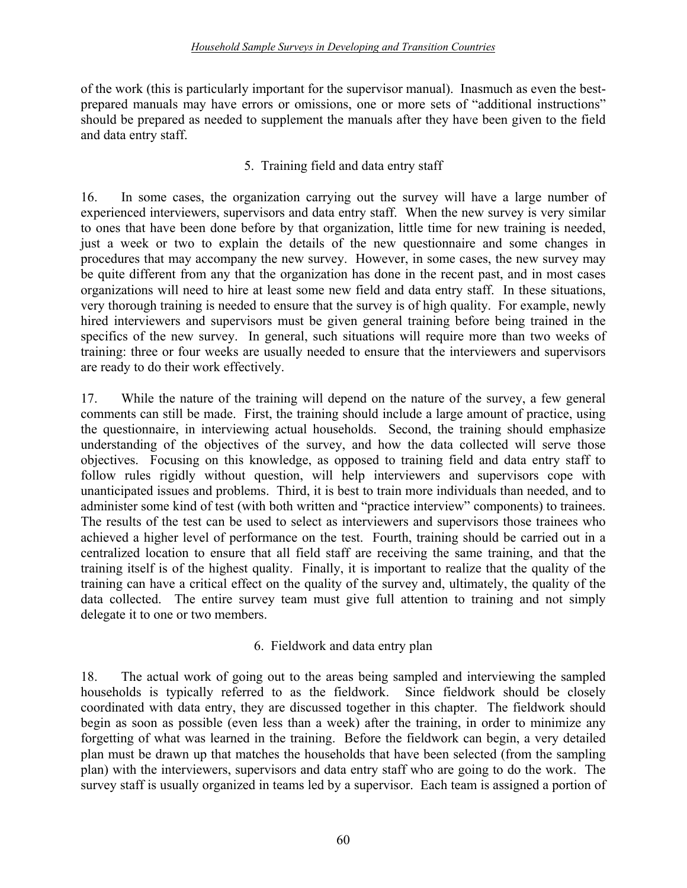of the work (this is particularly important for the supervisor manual). Inasmuch as even the best-prepared manuals may have errors or omissions, one or more sets of "additional instructions" should be prepared as needed to supplement the manuals after they have been given to the field and data entry staff.

### 5. Training field and data entry staff

16. In some cases, the organization carrying out the survey will have a large number of experienced interviewers, supervisors and data entry staff. When the new survey is very similar to ones that have been done before by that organization, little time for new training is needed, just a week or two to explain the details of the new questionnaire and some changes in procedures that may accompany the new survey. However, in some cases, the new survey may be quite different from any that the organization has done in the recent past, and in most cases organizations will need to hire at least some new field and data entry staff. In these situations, very thorough training is needed to ensure that the survey is of high quality. For example, newly hired interviewers and supervisors must be given general training before being trained in the specifics of the new survey. In general, such situations will require more than two weeks of training: three or four weeks are usually needed to ensure that the interviewers and supervisors are ready to do their work effectively.

17. While the nature of the training will depend on the nature of the survey, a few general comments can still be made. First, the training should include a large amount of practice, using the questionnaire, in interviewing actual households. Second, the training should emphasize understanding of the objectives of the survey, and how the data collected will serve those objectives. Focusing on this knowledge, as opposed to training field and data entry staff to follow rules rigidly without question, will help interviewers and supervisors cope with unanticipated issues and problems. Third, it is best to train more individuals than needed, and to administer some kind of test (with both written and "practice interview" components) to trainees. The results of the test can be used to select as interviewers and supervisors those trainees who achieved a higher level of performance on the test. Fourth, training should be carried out in a centralized location to ensure that all field staff are receiving the same training, and that the training itself is of the highest quality. Finally, it is important to realize that the quality of the training can have a critical effect on the quality of the survey and, ultimately, the quality of the data collected. The entire survey team must give full attention to training and not simply delegate it to one or two members.

### 6. Fieldwork and data entry plan

18. The actual work of going out to the areas being sampled and interviewing the sampled households is typically referred to as the fieldwork. Since fieldwork should be closely coordinated with data entry, they are discussed together in this chapter. The fieldwork should begin as soon as possible (even less than a week) after the training, in order to minimize any forgetting of what was learned in the training. Before the fieldwork can begin, a very detailed plan must be drawn up that matches the households that have been selected (from the sampling plan) with the interviewers, supervisors and data entry staff who are going to do the work. The survey staff is usually organized in teams led by a supervisor. Each team is assigned a portion of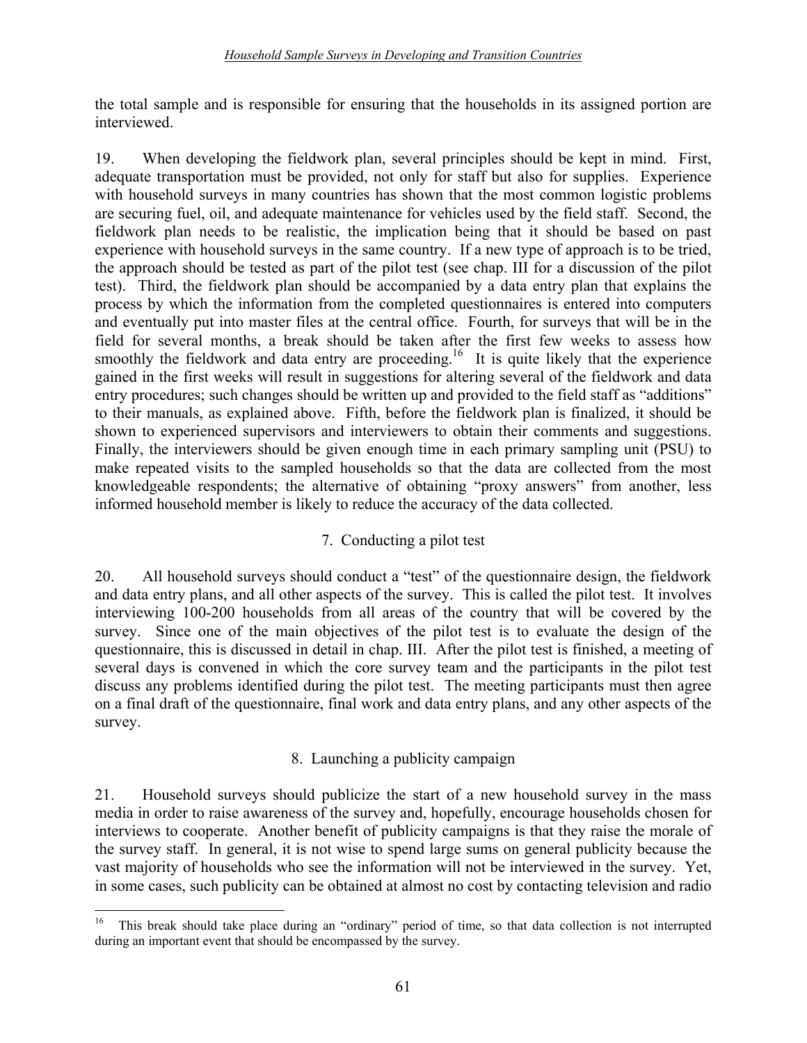the total sample and is responsible for ensuring that the households in its assigned portion are interviewed.

19. When developing the fieldwork plan, several principles should be kept in mind. First, adequate transportation must be provided, not only for staff but also for supplies. Experience with household surveys in many countries has shown that the most common logistic problems are securing fuel, oil, and adequate maintenance for vehicles used by the field staff. Second, the fieldwork plan needs to be realistic, the implication being that it should be based on past experience with household surveys in the same country. If a new type of approach is to be tried, the approach should be tested as part of the pilot test (see chap. III for a discussion of the pilot test). Third, the fieldwork plan should be accompanied by a data entry plan that explains the process by which the information from the completed questionnaires is entered into computers and eventually put into master files at the central office. Fourth, for surveys that will be in the field for several months, a break should be taken after the first few weeks to assess how smoothly the fieldwork and data entry are proceeding.[16] It is quite likely that the experience gained in the first weeks will result in suggestions for altering several of the fieldwork and data entry procedures; such changes should be written up and provided to the field staff as "additions" to their manuals, as explained above. Fifth, before the fieldwork plan is finalized, it should be shown to experienced supervisors and interviewers to obtain their comments and suggestions. Finally, the interviewers should be given enough time in each primary sampling unit (PSU) to make repeated visits to the sampled households so that the data are collected from the most knowledgeable respondents; the alternative of obtaining "proxy answers" from another, less informed household member is likely to reduce the accuracy of the data collected.

### 7. Conducting a pilot test

20. All household surveys should conduct a "test" of the questionnaire design, the fieldwork and data entry plans, and all other aspects of the survey. This is called the pilot test. It involves interviewing 100-200 households from all areas of the country that will be covered by the survey. Since one of the main objectives of the pilot test is to evaluate the design of the questionnaire, this is discussed in detail in chap. III. After the pilot test is finished, a meeting of several days is convened in which the core survey team and the participants in the pilot test discuss any problems identified during the pilot test. The meeting participants must then agree on a final draft of the questionnaire, final work and data entry plans, and any other aspects of the survey.

### 8. Launching a publicity campaign

21. Household surveys should publicize the start of a new household survey in the mass media in order to raise awareness of the survey and, hopefully, encourage households chosen for interviews to cooperate. Another benefit of publicity campaigns is that they raise the morale of the survey staff. In general, it is not wise to spend large sums on general publicity because the vast majority of households who see the information will not be interviewed in the survey. Yet, in some cases, such publicity can be obtained at almost no cost by contacting television and radio

---

[16] This break should take place during an "ordinary" period of time, so that data collection is not interrupted during an important event that should be encompassed by the survey.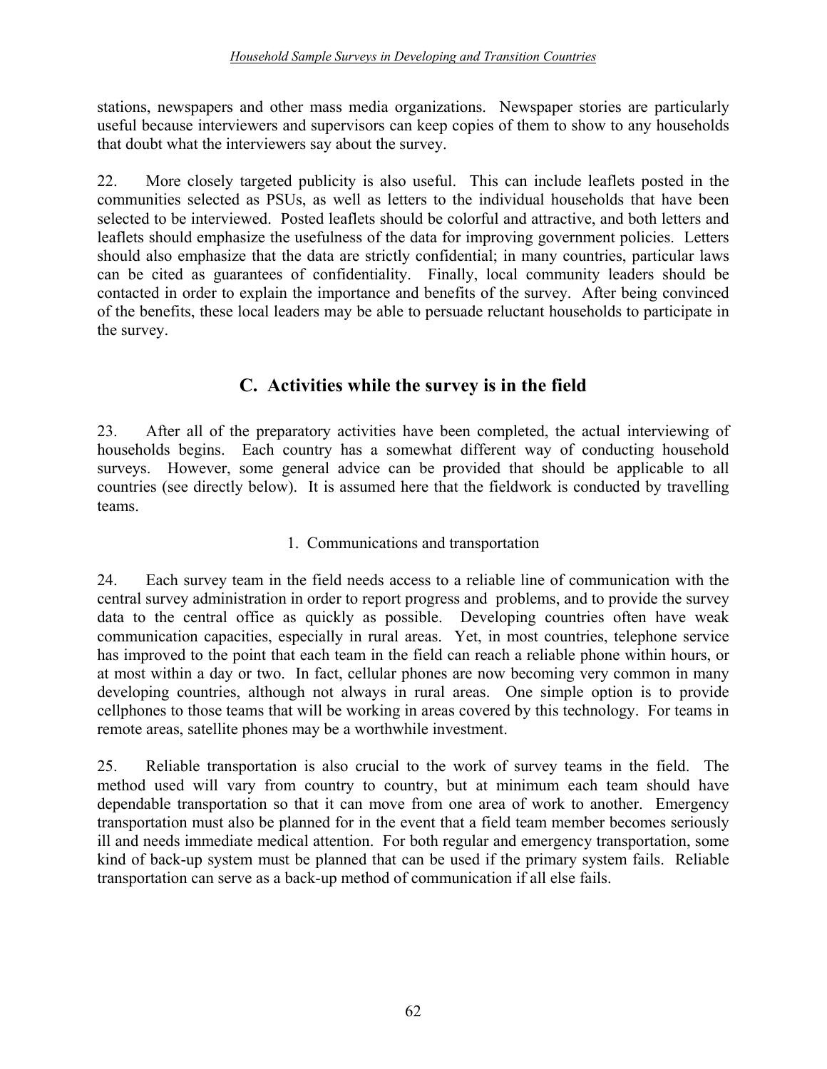stations, newspapers and other mass media organizations. Newspaper stories are particularly useful because interviewers and supervisors can keep copies of them to show to any households that doubt what the interviewers say about the survey.

22. More closely targeted publicity is also useful. This can include leaflets posted in the communities selected as PSUs, as well as letters to the individual households that have been selected to be interviewed. Posted leaflets should be colorful and attractive, and both letters and leaflets should emphasize the usefulness of the data for improving government policies. Letters should also emphasize that the data are strictly confidential; in many countries, particular laws can be cited as guarantees of confidentiality. Finally, local community leaders should be contacted in order to explain the importance and benefits of the survey. After being convinced of the benefits, these local leaders may be able to persuade reluctant households to participate in the survey.

## C. Activities while the survey is in the field

23. After all of the preparatory activities have been completed, the actual interviewing of households begins. Each country has a somewhat different way of conducting household surveys. However, some general advice can be provided that should be applicable to all countries (see directly below). It is assumed here that the fieldwork is conducted by travelling teams.

### 1. Communications and transportation

24. Each survey team in the field needs access to a reliable line of communication with the central survey administration in order to report progress and problems, and to provide the survey data to the central office as quickly as possible. Developing countries often have weak communication capacities, especially in rural areas. Yet, in most countries, telephone service has improved to the point that each team in the field can reach a reliable phone within hours, or at most within a day or two. In fact, cellular phones are now becoming very common in many developing countries, although not always in rural areas. One simple option is to provide cellphones to those teams that will be working in areas covered by this technology. For teams in remote areas, satellite phones may be a worthwhile investment.

25. Reliable transportation is also crucial to the work of survey teams in the field. The method used will vary from country to country, but at minimum each team should have dependable transportation so that it can move from one area of work to another. Emergency transportation must also be planned for in the event that a field team member becomes seriously ill and needs immediate medical attention. For both regular and emergency transportation, some kind of back-up system must be planned that can be used if the primary system fails. Reliable transportation can serve as a back-up method of communication if all else fails.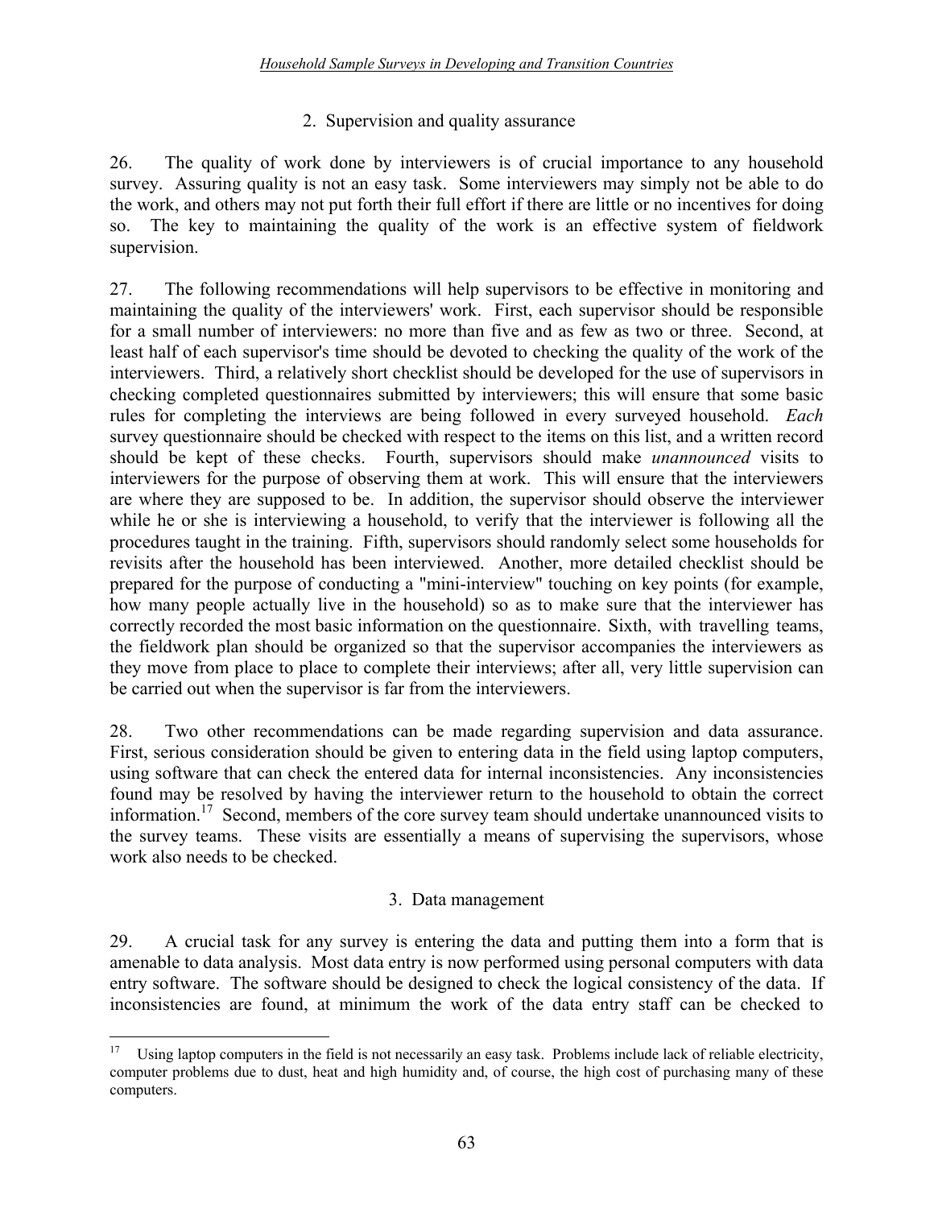## 2. Supervision and quality assurance

26. The quality of work done by interviewers is of crucial importance to any household survey. Assuring quality is not an easy task. Some interviewers may simply not be able to do the work, and others may not put forth their full effort if there are little or no incentives for doing so. The key to maintaining the quality of the work is an effective system of fieldwork supervision.

27. The following recommendations will help supervisors to be effective in monitoring and maintaining the quality of the interviewers' work. First, each supervisor should be responsible for a small number of interviewers: no more than five and as few as two or three. Second, at least half of each supervisor's time should be devoted to checking the quality of the work of the interviewers. Third, a relatively short checklist should be developed for the use of supervisors in checking completed questionnaires submitted by interviewers; this will ensure that some basic rules for completing the interviews are being followed in every surveyed household. *Each* survey questionnaire should be checked with respect to the items on this list, and a written record should be kept of these checks. Fourth, supervisors should make *unannounced* visits to interviewers for the purpose of observing them at work. This will ensure that the interviewers are where they are supposed to be. In addition, the supervisor should observe the interviewer while he or she is interviewing a household, to verify that the interviewer is following all the procedures taught in the training. Fifth, supervisors should randomly select some households for revisits after the household has been interviewed. Another, more detailed checklist should be prepared for the purpose of conducting a "mini-interview" touching on key points (for example, how many people actually live in the household) so as to make sure that the interviewer has correctly recorded the most basic information on the questionnaire. Sixth, with travelling teams, the fieldwork plan should be organized so that the supervisor accompanies the interviewers as they move from place to place to complete their interviews; after all, very little supervision can be carried out when the supervisor is far from the interviewers.

28. Two other recommendations can be made regarding supervision and data assurance. First, serious consideration should be given to entering data in the field using laptop computers, using software that can check the entered data for internal inconsistencies. Any inconsistencies found may be resolved by having the interviewer return to the household to obtain the correct information.[17] Second, members of the core survey team should undertake unannounced visits to the survey teams. These visits are essentially a means of supervising the supervisors, whose work also needs to be checked.

## 3. Data management

29. A crucial task for any survey is entering the data and putting them into a form that is amenable to data analysis. Most data entry is now performed using personal computers with data entry software. The software should be designed to check the logical consistency of the data. If inconsistencies are found, at minimum the work of the data entry staff can be checked to

---

[17] Using laptop computers in the field is not necessarily an easy task. Problems include lack of reliable electricity, computer problems due to dust, heat and high humidity and, of course, the high cost of purchasing many of these computers.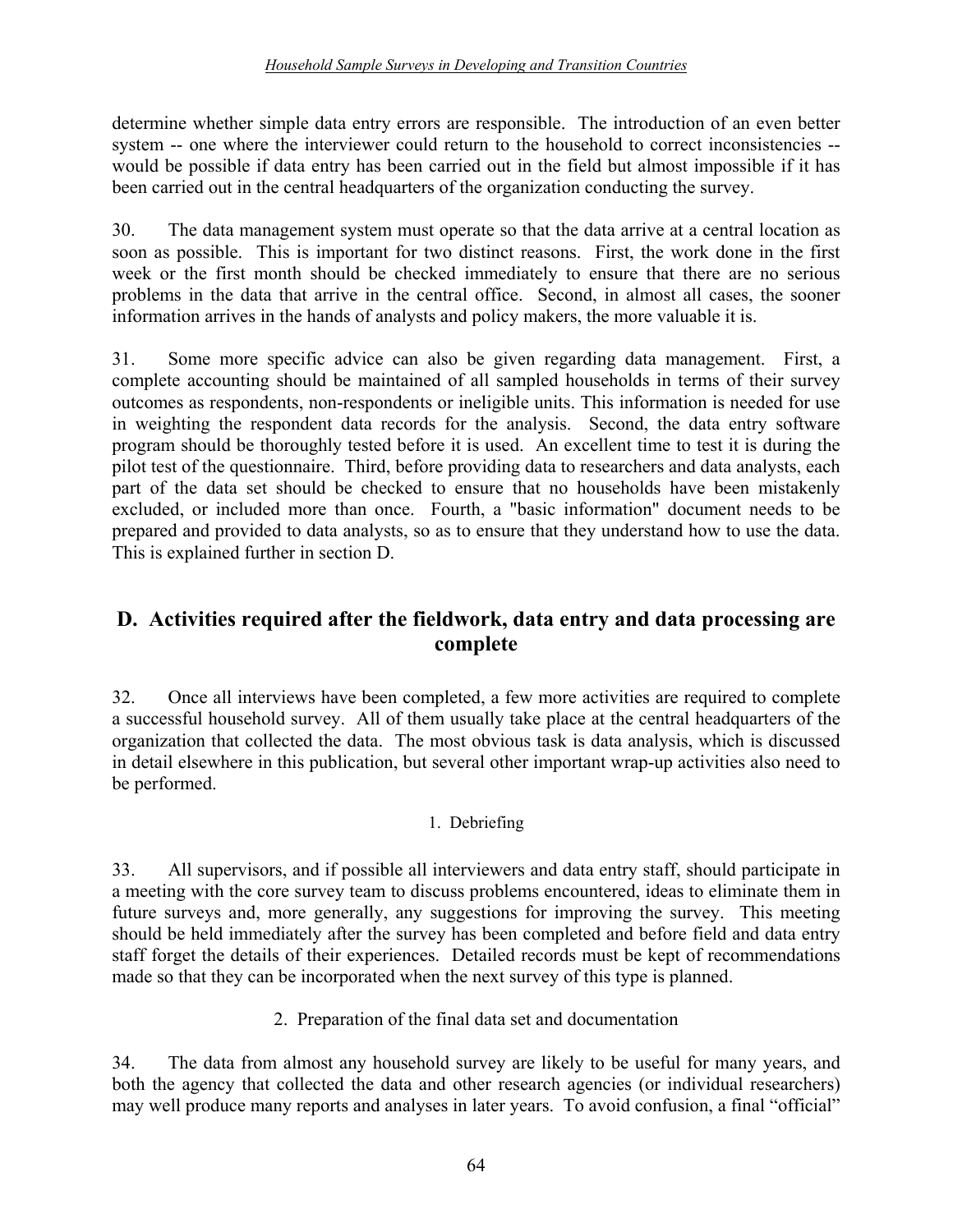determine whether simple data entry errors are responsible. The introduction of an even better system -- one where the interviewer could return to the household to correct inconsistencies -- would be possible if data entry has been carried out in the field but almost impossible if it has been carried out in the central headquarters of the organization conducting the survey.

30. The data management system must operate so that the data arrive at a central location as soon as possible. This is important for two distinct reasons. First, the work done in the first week or the first month should be checked immediately to ensure that there are no serious problems in the data that arrive in the central office. Second, in almost all cases, the sooner information arrives in the hands of analysts and policy makers, the more valuable it is.

31. Some more specific advice can also be given regarding data management. First, a complete accounting should be maintained of all sampled households in terms of their survey outcomes as respondents, non-respondents or ineligible units. This information is needed for use in weighting the respondent data records for the analysis. Second, the data entry software program should be thoroughly tested before it is used. An excellent time to test it is during the pilot test of the questionnaire. Third, before providing data to researchers and data analysts, each part of the data set should be checked to ensure that no households have been mistakenly excluded, or included more than once. Fourth, a "basic information" document needs to be prepared and provided to data analysts, so as to ensure that they understand how to use the data. This is explained further in section D.

## D. Activities required after the fieldwork, data entry and data processing are complete

32. Once all interviews have been completed, a few more activities are required to complete a successful household survey. All of them usually take place at the central headquarters of the organization that collected the data. The most obvious task is data analysis, which is discussed in detail elsewhere in this publication, but several other important wrap-up activities also need to be performed.

### 1. Debriefing

33. All supervisors, and if possible all interviewers and data entry staff, should participate in a meeting with the core survey team to discuss problems encountered, ideas to eliminate them in future surveys and, more generally, any suggestions for improving the survey. This meeting should be held immediately after the survey has been completed and before field and data entry staff forget the details of their experiences. Detailed records must be kept of recommendations made so that they can be incorporated when the next survey of this type is planned.

### 2. Preparation of the final data set and documentation

34. The data from almost any household survey are likely to be useful for many years, and both the agency that collected the data and other research agencies (or individual researchers) may well produce many reports and analyses in later years. To avoid confusion, a final "official"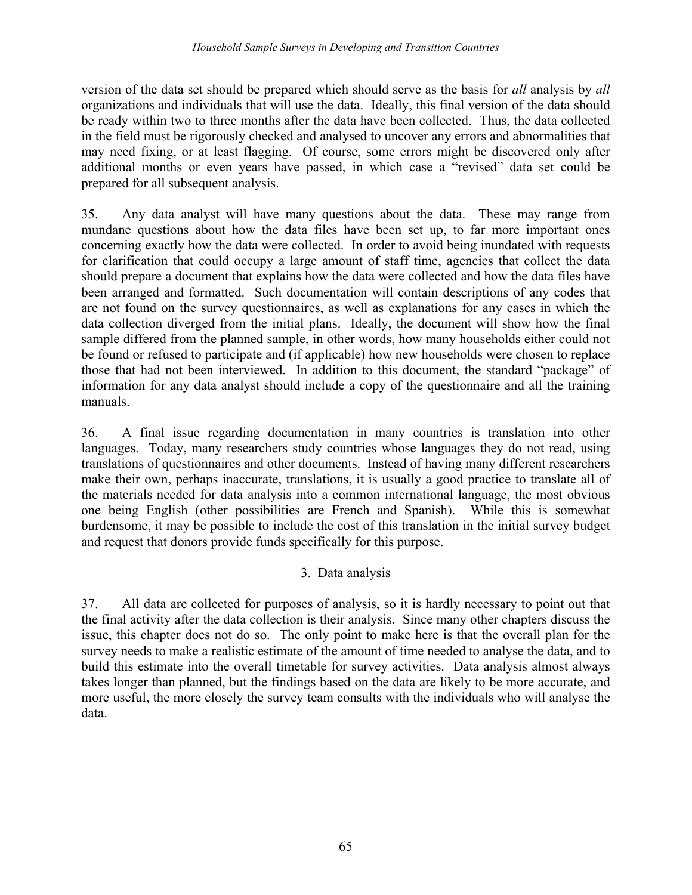version of the data set should be prepared which should serve as the basis for *all* analysis by *all* organizations and individuals that will use the data. Ideally, this final version of the data should be ready within two to three months after the data have been collected. Thus, the data collected in the field must be rigorously checked and analysed to uncover any errors and abnormalities that may need fixing, or at least flagging. Of course, some errors might be discovered only after additional months or even years have passed, in which case a "revised" data set could be prepared for all subsequent analysis.

35. Any data analyst will have many questions about the data. These may range from mundane questions about how the data files have been set up, to far more important ones concerning exactly how the data were collected. In order to avoid being inundated with requests for clarification that could occupy a large amount of staff time, agencies that collect the data should prepare a document that explains how the data were collected and how the data files have been arranged and formatted. Such documentation will contain descriptions of any codes that are not found on the survey questionnaires, as well as explanations for any cases in which the data collection diverged from the initial plans. Ideally, the document will show how the final sample differed from the planned sample, in other words, how many households either could not be found or refused to participate and (if applicable) how new households were chosen to replace those that had not been interviewed. In addition to this document, the standard "package" of information for any data analyst should include a copy of the questionnaire and all the training manuals.

36. A final issue regarding documentation in many countries is translation into other languages. Today, many researchers study countries whose languages they do not read, using translations of questionnaires and other documents. Instead of having many different researchers make their own, perhaps inaccurate, translations, it is usually a good practice to translate all of the materials needed for data analysis into a common international language, the most obvious one being English (other possibilities are French and Spanish). While this is somewhat burdensome, it may be possible to include the cost of this translation in the initial survey budget and request that donors provide funds specifically for this purpose.

### 3. Data analysis

37. All data are collected for purposes of analysis, so it is hardly necessary to point out that the final activity after the data collection is their analysis. Since many other chapters discuss the issue, this chapter does not do so. The only point to make here is that the overall plan for the survey needs to make a realistic estimate of the amount of time needed to analyse the data, and to build this estimate into the overall timetable for survey activities. Data analysis almost always takes longer than planned, but the findings based on the data are likely to be more accurate, and more useful, the more closely the survey team consults with the individuals who will analyse the data.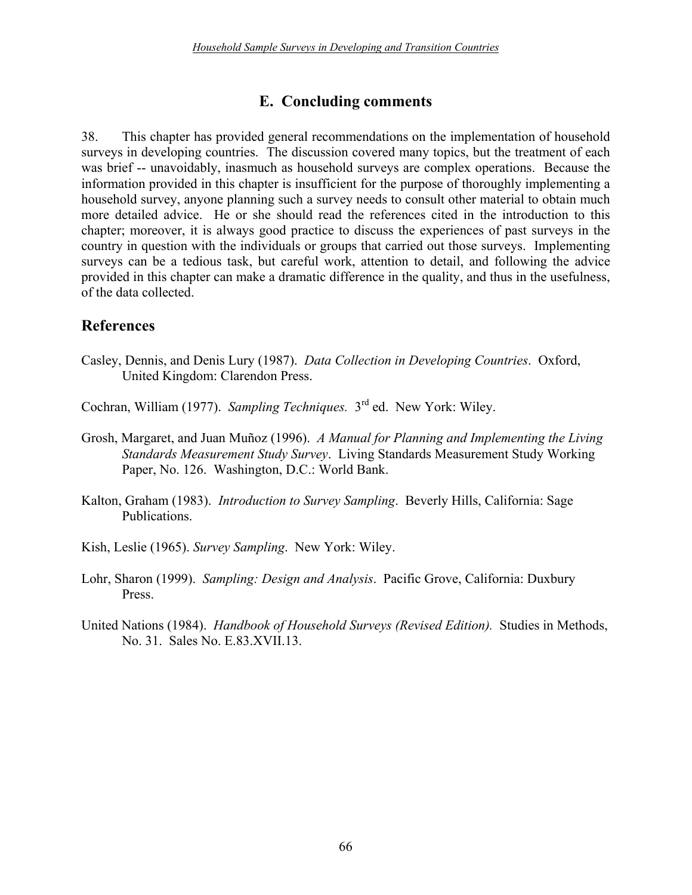## E. Concluding comments

38. This chapter has provided general recommendations on the implementation of household surveys in developing countries. The discussion covered many topics, but the treatment of each was brief -- unavoidably, inasmuch as household surveys are complex operations. Because the information provided in this chapter is insufficient for the purpose of thoroughly implementing a household survey, anyone planning such a survey needs to consult other material to obtain much more detailed advice. He or she should read the references cited in the introduction to this chapter; moreover, it is always good practice to discuss the experiences of past surveys in the country in question with the individuals or groups that carried out those surveys. Implementing surveys can be a tedious task, but careful work, attention to detail, and following the advice provided in this chapter can make a dramatic difference in the quality, and thus in the usefulness, of the data collected.

## References

Casley, Dennis, and Denis Lury (1987). *Data Collection in Developing Countries*. Oxford, United Kingdom: Clarendon Press.

Cochran, William (1977). *Sampling Techniques.* 3rd ed. New York: Wiley.

Grosh, Margaret, and Juan Muñoz (1996). *A Manual for Planning and Implementing the Living Standards Measurement Study Survey*. Living Standards Measurement Study Working Paper, No. 126. Washington, D.C.: World Bank.

Kalton, Graham (1983). *Introduction to Survey Sampling*. Beverly Hills, California: Sage Publications.

Kish, Leslie (1965). *Survey Sampling*. New York: Wiley.

Lohr, Sharon (1999). *Sampling: Design and Analysis*. Pacific Grove, California: Duxbury Press.

United Nations (1984). *Handbook of Household Surveys (Revised Edition).* Studies in Methods, No. 31. Sales No. E.83.XVII.13.